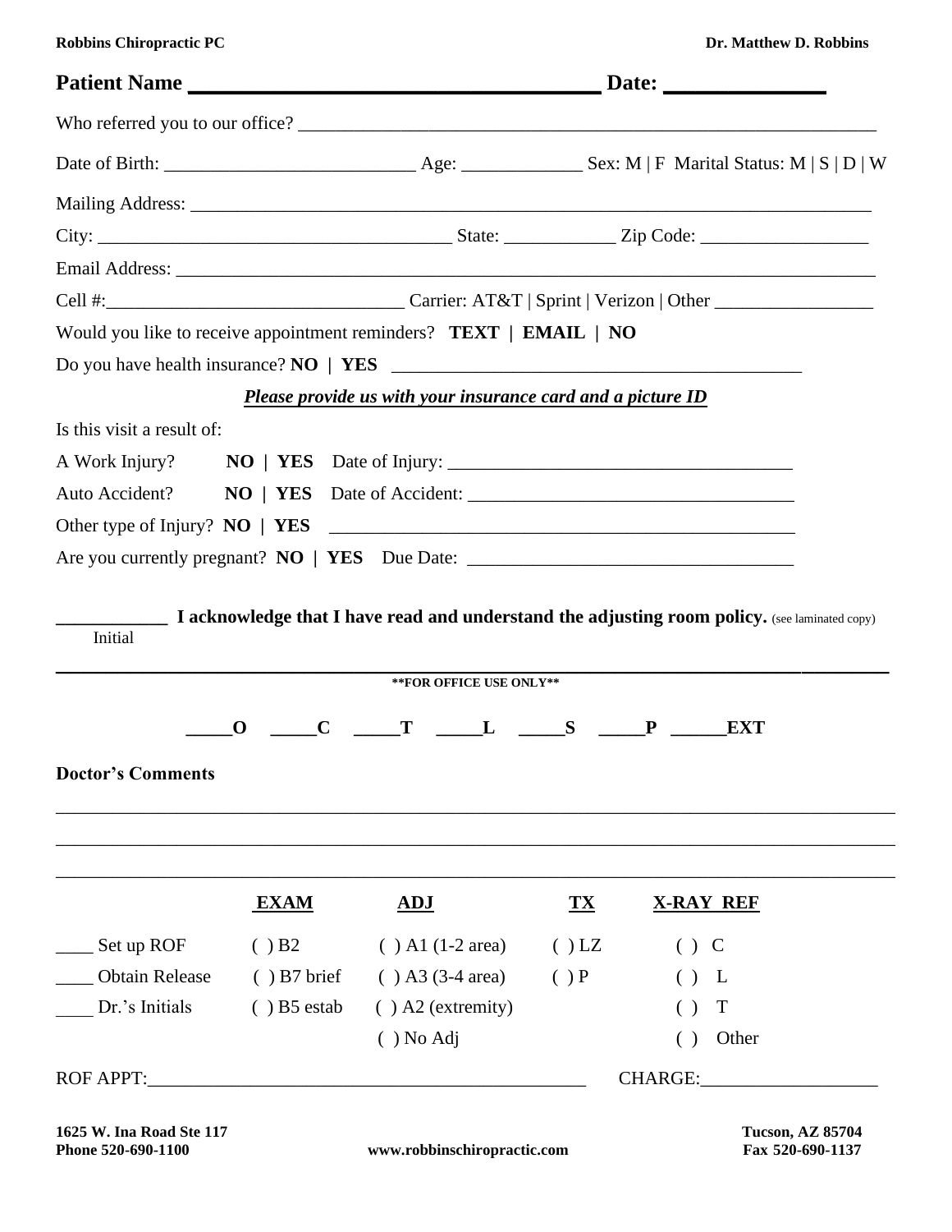Robbins Chiropractic PC — Dr. Matthew D. Robbins

**Patient Name \_\_\_\_\_\_\_\_\_\_\_\_\_\_\_\_\_\_\_\_\_\_\_\_\_\_\_\_\_\_\_\_\_\_\_\_ Date: \_\_\_\_\_\_\_\_\_\_\_\_\_\_**

Who referred you to our office? \_\_\_\_\_\_\_\_\_\_\_\_\_\_\_\_\_\_\_\_\_\_\_\_\_\_\_\_\_\_\_\_\_\_\_\_\_\_\_\_\_\_\_\_\_\_\_\_\_\_\_\_\_\_\_\_\_\_\_\_\_\_

Date of Birth: \_\_\_\_\_\_\_\_\_\_\_\_\_\_\_\_\_\_\_\_\_\_\_\_\_\_ Age: \_\_\_\_\_\_\_\_\_\_\_\_\_ Sex: M | F Marital Status: M | S | D | W

Mailing Address: \_\_\_\_\_\_\_\_\_\_\_\_\_\_\_\_\_\_\_\_\_\_\_\_\_\_\_\_\_\_\_\_\_\_\_\_\_\_\_\_\_\_\_\_\_\_\_\_\_\_\_\_\_\_\_\_\_\_\_\_\_\_\_\_\_\_\_\_\_\_

City: \_\_\_\_\_\_\_\_\_\_\_\_\_\_\_\_\_\_\_\_\_\_\_\_\_\_\_\_\_\_\_\_\_\_\_\_\_\_ State: \_\_\_\_\_\_\_\_\_\_\_\_ Zip Code: \_\_\_\_\_\_\_\_\_\_\_\_\_\_\_\_\_\_

Email Address: \_\_\_\_\_\_\_\_\_\_\_\_\_\_\_\_\_\_\_\_\_\_\_\_\_\_\_\_\_\_\_\_\_\_\_\_\_\_\_\_\_\_\_\_\_\_\_\_\_\_\_\_\_\_\_\_\_\_\_\_\_\_\_\_\_\_\_\_\_\_\_\_\_

Cell #:\_\_\_\_\_\_\_\_\_\_\_\_\_\_\_\_\_\_\_\_\_\_\_\_\_\_\_\_\_\_\_\_ Carrier: AT&T | Sprint | Verizon | Other \_\_\_\_\_\_\_\_\_\_\_\_\_\_\_\_\_

Would you like to receive appointment reminders? **TEXT | EMAIL | NO**

Do you have health insurance? **NO | YES** \_\_\_\_\_\_\_\_\_\_\_\_\_\_\_\_\_\_\_\_\_\_\_\_\_\_\_\_\_\_\_\_\_\_\_\_\_\_\_\_\_\_\_\_

***Please provide us with your insurance card and a picture ID***

Is this visit a result of:

A Work Injury? **NO | YES** Date of Injury: \_\_\_\_\_\_\_\_\_\_\_\_\_\_\_\_\_\_\_\_\_\_\_\_\_\_\_\_\_\_\_\_\_\_\_\_\_

Auto Accident? **NO | YES** Date of Accident: \_\_\_\_\_\_\_\_\_\_\_\_\_\_\_\_\_\_\_\_\_\_\_\_\_\_\_\_\_\_\_\_\_\_\_

Other type of Injury? **NO | YES** \_\_\_\_\_\_\_\_\_\_\_\_\_\_\_\_\_\_\_\_\_\_\_\_\_\_\_\_\_\_\_\_\_\_\_\_\_\_\_\_\_\_\_\_\_\_\_\_\_\_

Are you currently pregnant? **NO | YES** Due Date: \_\_\_\_\_\_\_\_\_\_\_\_\_\_\_\_\_\_\_\_\_\_\_\_\_\_\_\_\_\_\_\_\_\_\_

\_\_\_\_\_\_\_\_\_\_\_\_ **I acknowledge that I have read and understand the adjusting room policy.** (see laminated copy)
Initial

---

**\*\*FOR OFFICE USE ONLY\*\***

**\_\_\_\_\_O \_\_\_\_\_C \_\_\_\_\_T \_\_\_\_\_L \_\_\_\_\_S \_\_\_\_\_P \_\_\_\_\_\_EXT**

**Doctor's Comments**

\_\_\_\_\_\_\_\_\_\_\_\_\_\_\_\_\_\_\_\_\_\_\_\_\_\_\_\_\_\_\_\_\_\_\_\_\_\_\_\_\_\_\_\_\_\_\_\_\_\_\_\_\_\_\_\_\_\_\_\_\_\_\_\_\_\_\_\_\_\_\_\_\_\_\_\_\_\_\_\_\_\_\_\_\_\_\_

\_\_\_\_\_\_\_\_\_\_\_\_\_\_\_\_\_\_\_\_\_\_\_\_\_\_\_\_\_\_\_\_\_\_\_\_\_\_\_\_\_\_\_\_\_\_\_\_\_\_\_\_\_\_\_\_\_\_\_\_\_\_\_\_\_\_\_\_\_\_\_\_\_\_\_\_\_\_\_\_\_\_\_\_\_\_\_

\_\_\_\_\_\_\_\_\_\_\_\_\_\_\_\_\_\_\_\_\_\_\_\_\_\_\_\_\_\_\_\_\_\_\_\_\_\_\_\_\_\_\_\_\_\_\_\_\_\_\_\_\_\_\_\_\_\_\_\_\_\_\_\_\_\_\_\_\_\_\_\_\_\_\_\_\_\_\_\_\_\_\_\_\_\_\_

| | EXAM | ADJ | TX | X-RAY REF |
|---|---|---|---|---|
| \_\_\_\_ Set up ROF | ( ) B2 | ( ) A1 (1-2 area) | ( ) LZ | ( ) C |
| \_\_\_\_ Obtain Release | ( ) B7 brief | ( ) A3 (3-4 area) | ( ) P | ( ) L |
| \_\_\_\_ Dr.'s Initials | ( ) B5 estab | ( ) A2 (extremity) | | ( ) T |
| | | ( ) No Adj | | ( ) Other |

ROF APPT:\_\_\_\_\_\_\_\_\_\_\_\_\_\_\_\_\_\_\_\_\_\_\_\_\_\_\_\_\_\_\_\_\_\_\_\_\_\_\_\_\_\_\_\_\_\_ CHARGE:\_\_\_\_\_\_\_\_\_\_\_\_\_\_\_\_\_\_\_

**1625 W. Ina Road Ste 117** — **Tucson, AZ 85704**
**Phone 520-690-1100** — **www.robbinschiropractic.com** — **Fax 520-690-1137**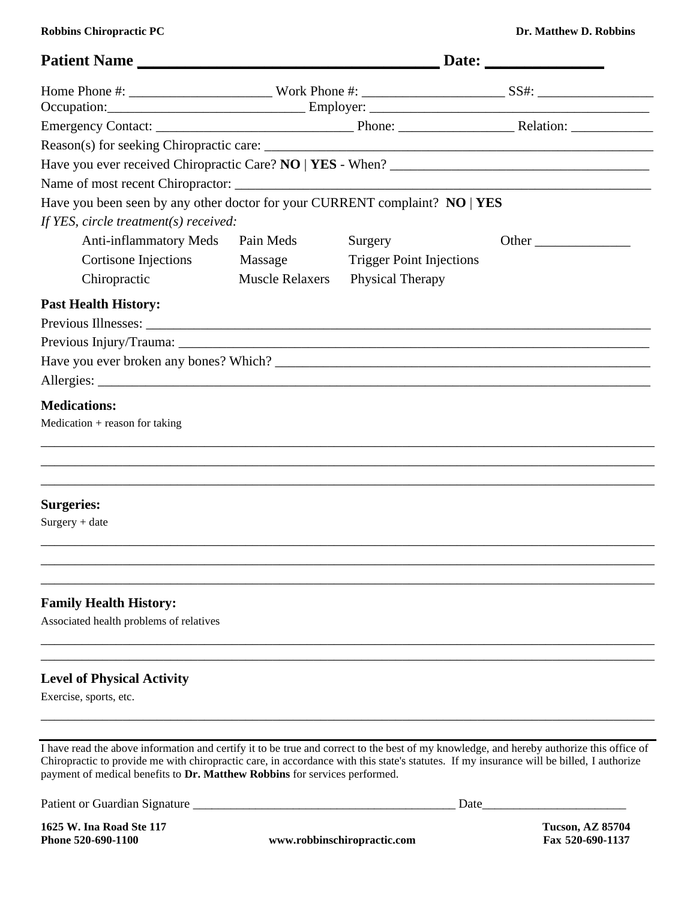**Robbins Chiropractic PC** **Dr. Matthew D. Robbins**

## Patient Name ___________________________________ Date: ______________

Home Phone #: _____________________ Work Phone #: _____________________ SS#: _________________

Occupation:____________________________ Employer: ________________________________________

Emergency Contact: _____________________________ Phone: _________________ Relation: ____________

Reason(s) for seeking Chiropractic care: ______________________________________________________

Have you ever received Chiropractic Care? **NO** | **YES** - When? ______________________________________

Name of most recent Chiropractor: ___________________________________________________________

Have you been seen by any other doctor for your CURRENT complaint? **NO** | **YES**

*If YES, circle treatment(s) received:*

| | | | |
|---|---|---|---|
| Anti-inflammatory Meds | Pain Meds | Surgery | Other ______________ |
| Cortisone Injections | Massage | Trigger Point Injections | |
| Chiropractic | Muscle Relaxers | Physical Therapy | |

### Past Health History:

Previous Illnesses: ___________________________________________________________________________

Previous Injury/Trauma: _______________________________________________________________________

Have you ever broken any bones? Which? _________________________________________________________

Allergies: _________________________________________________________________________________

### Medications:

Medication + reason for taking

_______________________________________________________________________________________________

_______________________________________________________________________________________________

_______________________________________________________________________________________________

### Surgeries:

Surgery + date

_______________________________________________________________________________________________

_______________________________________________________________________________________________

_______________________________________________________________________________________________

### Family Health History:

Associated health problems of relatives

_______________________________________________________________________________________________

_______________________________________________________________________________________________

### Level of Physical Activity

Exercise, sports, etc.

_______________________________________________________________________________________________

I have read the above information and certify it to be true and correct to the best of my knowledge, and hereby authorize this office of Chiropractic to provide me with chiropractic care, in accordance with this state's statutes. If my insurance will be billed, I authorize payment of medical benefits to **Dr. Matthew Robbins** for services performed.

Patient or Guardian Signature __________________________________________ Date_______________________

**1625 W. Ina Road Ste 117** **Tucson, AZ 85704**
**Phone 520-690-1100** **www.robbinschiropractic.com** **Fax 520-690-1137**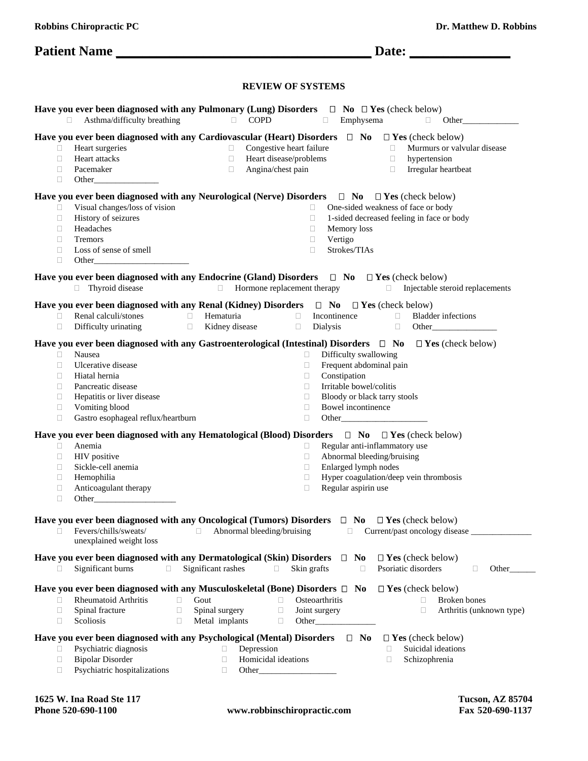Robbins Chiropractic PC Dr. Matthew D. Robbins

**Patient Name ________________________________ Date: ______________**

## REVIEW OF SYSTEMS

**Have you ever been diagnosed with any Pulmonary (Lung) Disorders** ☐ **No** ☐ **Yes** (check below)

- ☐ Asthma/difficulty breathing
- ☐ COPD
- ☐ Emphysema
- ☐ Other_____________

**Have you ever been diagnosed with any Cardiovascular (Heart) Disorders** ☐ **No** ☐ **Yes** (check below)

- ☐ Heart surgeries
- ☐ Congestive heart failure
- ☐ Murmurs or valvular disease
- ☐ Heart attacks
- ☐ Heart disease/problems
- ☐ hypertension
- ☐ Pacemaker
- ☐ Angina/chest pain
- ☐ Irregular heartbeat
- ☐ Other_______________

**Have you ever been diagnosed with any Neurological (Nerve) Disorders** ☐ **No** ☐ **Yes** (check below)

- ☐ Visual changes/loss of vision
- ☐ One-sided weakness of face or body
- ☐ History of seizures
- ☐ 1-sided decreased feeling in face or body
- ☐ Headaches
- ☐ Memory loss
- ☐ Tremors
- ☐ Vertigo
- ☐ Loss of sense of smell
- ☐ Strokes/TIAs
- ☐ Other______________________

**Have you ever been diagnosed with any Endocrine (Gland) Disorders** ☐ **No** ☐ **Yes** (check below)

- ☐ Thyroid disease
- ☐ Hormone replacement therapy
- ☐ Injectable steroid replacements

**Have you ever been diagnosed with any Renal (Kidney) Disorders** ☐ **No** ☐ **Yes** (check below)

- ☐ Renal calculi/stones
- ☐ Hematuria
- ☐ Incontinence
- ☐ Bladder infections
- ☐ Difficulty urinating
- ☐ Kidney disease
- ☐ Dialysis
- ☐ Other_______________

**Have you ever been diagnosed with any Gastroenterological (Intestinal) Disorders** ☐ **No** ☐ **Yes** (check below)

- ☐ Nausea
- ☐ Difficulty swallowing
- ☐ Ulcerative disease
- ☐ Frequent abdominal pain
- ☐ Hiatal hernia
- ☐ Constipation
- ☐ Pancreatic disease
- ☐ Irritable bowel/colitis
- ☐ Hepatitis or liver disease
- ☐ Bloody or black tarry stools
- ☐ Vomiting blood
- ☐ Bowel incontinence
- ☐ Gastro esophageal reflux/heartburn
- ☐ Other____________________

**Have you ever been diagnosed with any Hematological (Blood) Disorders** ☐ **No** ☐ **Yes** (check below)

- ☐ Anemia
- ☐ Regular anti-inflammatory use
- ☐ HIV positive
- ☐ Abnormal bleeding/bruising
- ☐ Sickle-cell anemia
- ☐ Enlarged lymph nodes
- ☐ Hemophilia
- ☐ Hyper coagulation/deep vein thrombosis
- ☐ Anticoagulant therapy
- ☐ Regular aspirin use
- ☐ Other___________________

**Have you ever been diagnosed with any Oncological (Tumors) Disorders** ☐ **No** ☐ **Yes** (check below)

- ☐ Fevers/chills/sweats/ unexplained weight loss
- ☐ Abnormal bleeding/bruising
- ☐ Current/past oncology disease ______________

**Have you ever been diagnosed with any Dermatological (Skin) Disorders** ☐ **No** ☐ **Yes** (check below)

- ☐ Significant burns
- ☐ Significant rashes
- ☐ Skin grafts
- ☐ Psoriatic disorders
- ☐ Other______

**Have you ever been diagnosed with any Musculoskeletal (Bone) Disorders** ☐ **No** ☐ **Yes** (check below)

- ☐ Rheumatoid Arthritis
- ☐ Gout
- ☐ Osteoarthritis
- ☐ Broken bones
- ☐ Spinal fracture
- ☐ Spinal surgery
- ☐ Joint surgery
- ☐ Arthritis (unknown type)
- ☐ Scoliosis
- ☐ Metal implants
- ☐ Other______________

**Have you ever been diagnosed with any Psychological (Mental) Disorders** ☐ **No** ☐ **Yes** (check below)

- ☐ Psychiatric diagnosis
- ☐ Depression
- ☐ Suicidal ideations
- ☐ Bipolar Disorder
- ☐ Homicidal ideations
- ☐ Schizophrenia
- ☐ Psychiatric hospitalizations
- ☐ Other__________________

**1625 W. Ina Road Ste 117** **Tucson, AZ 85704**
**Phone 520-690-1100** **www.robbinschiropractic.com** **Fax 520-690-1137**